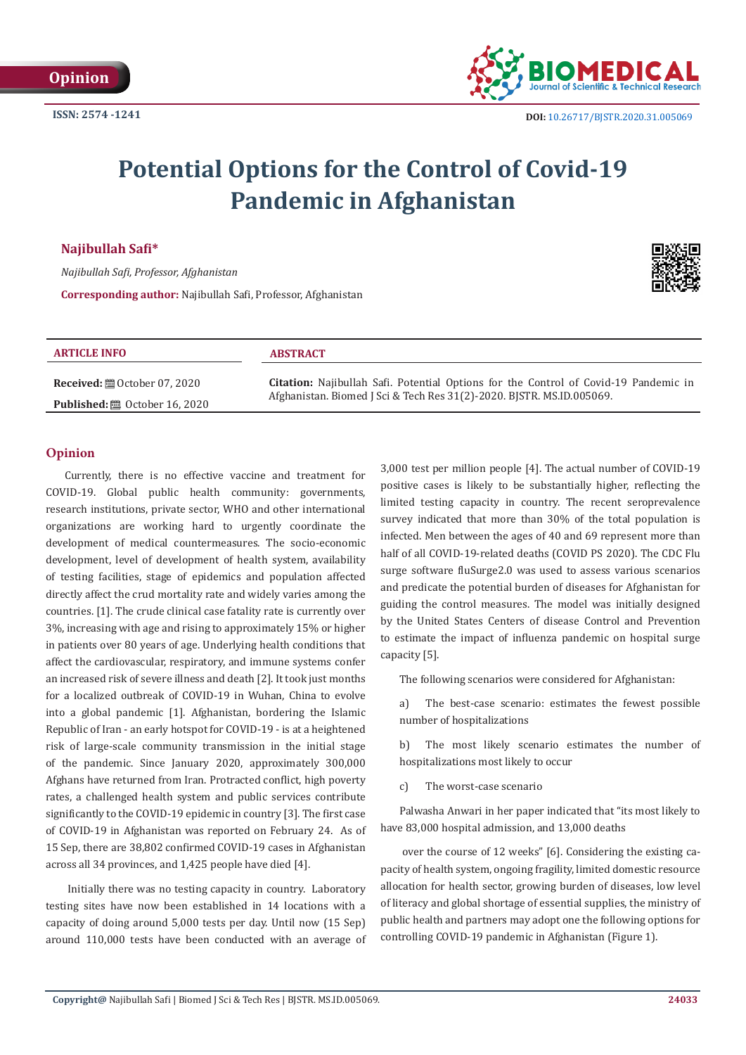Opinion

ISSN: 2574 -1241

DOI: 10.26717/BJSTR.2020.31.005069

# Potential Options for the Control of Covid-19 Pandemic in Afghanistan

**Najibullah Safi***

*Najibullah Safi, Professor, Afghanistan*

**Corresponding author:** Najibullah Safi, Professor, Afghanistan

**ARTICLE INFO**

**Received:** October 07, 2020

**Published:** October 16, 2020

**ABSTRACT**

**Citation:** Najibullah Safi. Potential Options for the Control of Covid-19 Pandemic in Afghanistan. Biomed J Sci & Tech Res 31(2)-2020. BJSTR. MS.ID.005069.

## Opinion

Currently, there is no effective vaccine and treatment for COVID-19. Global public health community: governments, research institutions, private sector, WHO and other international organizations are working hard to urgently coordinate the development of medical countermeasures. The socio-economic development, level of development of health system, availability of testing facilities, stage of epidemics and population affected directly affect the crud mortality rate and widely varies among the countries. [1]. The crude clinical case fatality rate is currently over 3%, increasing with age and rising to approximately 15% or higher in patients over 80 years of age. Underlying health conditions that affect the cardiovascular, respiratory, and immune systems confer an increased risk of severe illness and death [2]. It took just months for a localized outbreak of COVID-19 in Wuhan, China to evolve into a global pandemic [1]. Afghanistan, bordering the Islamic Republic of Iran - an early hotspot for COVID-19 - is at a heightened risk of large-scale community transmission in the initial stage of the pandemic. Since January 2020, approximately 300,000 Afghans have returned from Iran. Protracted conflict, high poverty rates, a challenged health system and public services contribute significantly to the COVID-19 epidemic in country [3]. The first case of COVID-19 in Afghanistan was reported on February 24. As of 15 Sep, there are 38,802 confirmed COVID-19 cases in Afghanistan across all 34 provinces, and 1,425 people have died [4].

Initially there was no testing capacity in country. Laboratory testing sites have now been established in 14 locations with a capacity of doing around 5,000 tests per day. Until now (15 Sep) around 110,000 tests have been conducted with an average of 3,000 test per million people [4]. The actual number of COVID-19 positive cases is likely to be substantially higher, reflecting the limited testing capacity in country. The recent seroprevalence survey indicated that more than 30% of the total population is infected. Men between the ages of 40 and 69 represent more than half of all COVID-19-related deaths (COVID PS 2020). The CDC Flu surge software fluSurge2.0 was used to assess various scenarios and predicate the potential burden of diseases for Afghanistan for guiding the control measures. The model was initially designed by the United States Centers of disease Control and Prevention to estimate the impact of influenza pandemic on hospital surge capacity [5].

The following scenarios were considered for Afghanistan:

a) The best-case scenario: estimates the fewest possible number of hospitalizations

b) The most likely scenario estimates the number of hospitalizations most likely to occur

c) The worst-case scenario

Palwasha Anwari in her paper indicated that "its most likely to have 83,000 hospital admission, and 13,000 deaths over the course of 12 weeks" [6]. Considering the existing capacity of health system, ongoing fragility, limited domestic resource allocation for health sector, growing burden of diseases, low level of literacy and global shortage of essential supplies, the ministry of public health and partners may adopt one the following options for controlling COVID-19 pandemic in Afghanistan (Figure 1).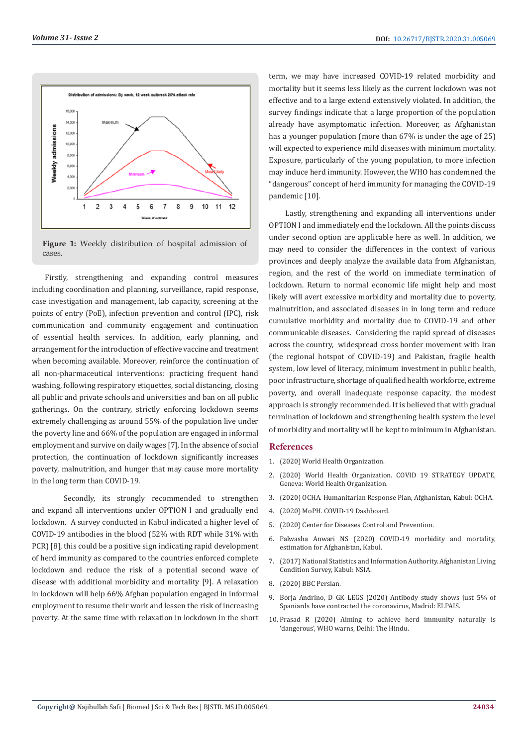Figure 1: Weekly distribution of hospital admission of cases.

Firstly, strengthening and expanding control measures including coordination and planning, surveillance, rapid response, case investigation and management, lab capacity, screening at the points of entry (PoE), infection prevention and control (IPC), risk communication and community engagement and continuation of essential health services. In addition, early planning, and arrangement for the introduction of effective vaccine and treatment when becoming available. Moreover, reinforce the continuation of all non-pharmaceutical interventions: practicing frequent hand washing, following respiratory etiquettes, social distancing, closing all public and private schools and universities and ban on all public gatherings. On the contrary, strictly enforcing lockdown seems extremely challenging as around 55% of the population live under the poverty line and 66% of the population are engaged in informal employment and survive on daily wages [7]. In the absence of social protection, the continuation of lockdown significantly increases poverty, malnutrition, and hunger that may cause more mortality in the long term than COVID-19.

Secondly, its strongly recommended to strengthen and expand all interventions under OPTION I and gradually end lockdown. A survey conducted in Kabul indicated a higher level of COVID-19 antibodies in the blood (52% with RDT while 31% with PCR) [8], this could be a positive sign indicating rapid development of herd immunity as compared to the countries enforced complete lockdown and reduce the risk of a potential second wave of disease with additional morbidity and mortality [9]. A relaxation in lockdown will help 66% Afghan population engaged in informal employment to resume their work and lessen the risk of increasing poverty. At the same time with relaxation in lockdown in the short term, we may have increased COVID-19 related morbidity and mortality but it seems less likely as the current lockdown was not effective and to a large extend extensively violated. In addition, the survey findings indicate that a large proportion of the population already have asymptomatic infection. Moreover, as Afghanistan has a younger population (more than 67% is under the age of 25) will expected to experience mild diseases with minimum mortality. Exposure, particularly of the young population, to more infection may induce herd immunity. However, the WHO has condemned the "dangerous" concept of herd immunity for managing the COVID-19 pandemic [10].

Lastly, strengthening and expanding all interventions under OPTION I and immediately end the lockdown. All the points discuss under second option are applicable here as well. In addition, we may need to consider the differences in the context of various provinces and deeply analyze the available data from Afghanistan, region, and the rest of the world on immediate termination of lockdown. Return to normal economic life might help and most likely will avert excessive morbidity and mortality due to poverty, malnutrition, and associated diseases in in long term and reduce cumulative morbidity and mortality due to COVID-19 and other communicable diseases. Considering the rapid spread of diseases across the country, widespread cross border movement with Iran (the regional hotspot of COVID-19) and Pakistan, fragile health system, low level of literacy, minimum investment in public health, poor infrastructure, shortage of qualified health workforce, extreme poverty, and overall inadequate response capacity, the modest approach is strongly recommended. It is believed that with gradual termination of lockdown and strengthening health system the level of morbidity and mortality will be kept to minimum in Afghanistan.

## References

1. (2020) World Health Organization.
2. (2020) World Health Organization. COVID 19 STRATEGY UPDATE, Geneva: World Health Organization.
3. (2020) OCHA. Humanitarian Response Plan, Afghanistan, Kabul: OCHA.
4. (2020) MoPH. COVID-19 Dashboard.
5. (2020) Center for Diseases Control and Prevention.
6. Palwasha Anwari NS (2020) COVID-19 morbidity and mortality, estimation for Afghanistan, Kabul.
7. (2017) National Statistics and Information Authority. Afghanistan Living Condition Survey, Kabul: NSIA.
8. (2020) BBC Persian.
9. Borja Andrino, D GK LEGS (2020) Antibody study shows just 5% of Spaniards have contracted the coronavirus, Madrid: ELPAIS.
10. Prasad R (2020) Aiming to achieve herd immunity naturally is 'dangerous', WHO warns, Delhi: The Hindu.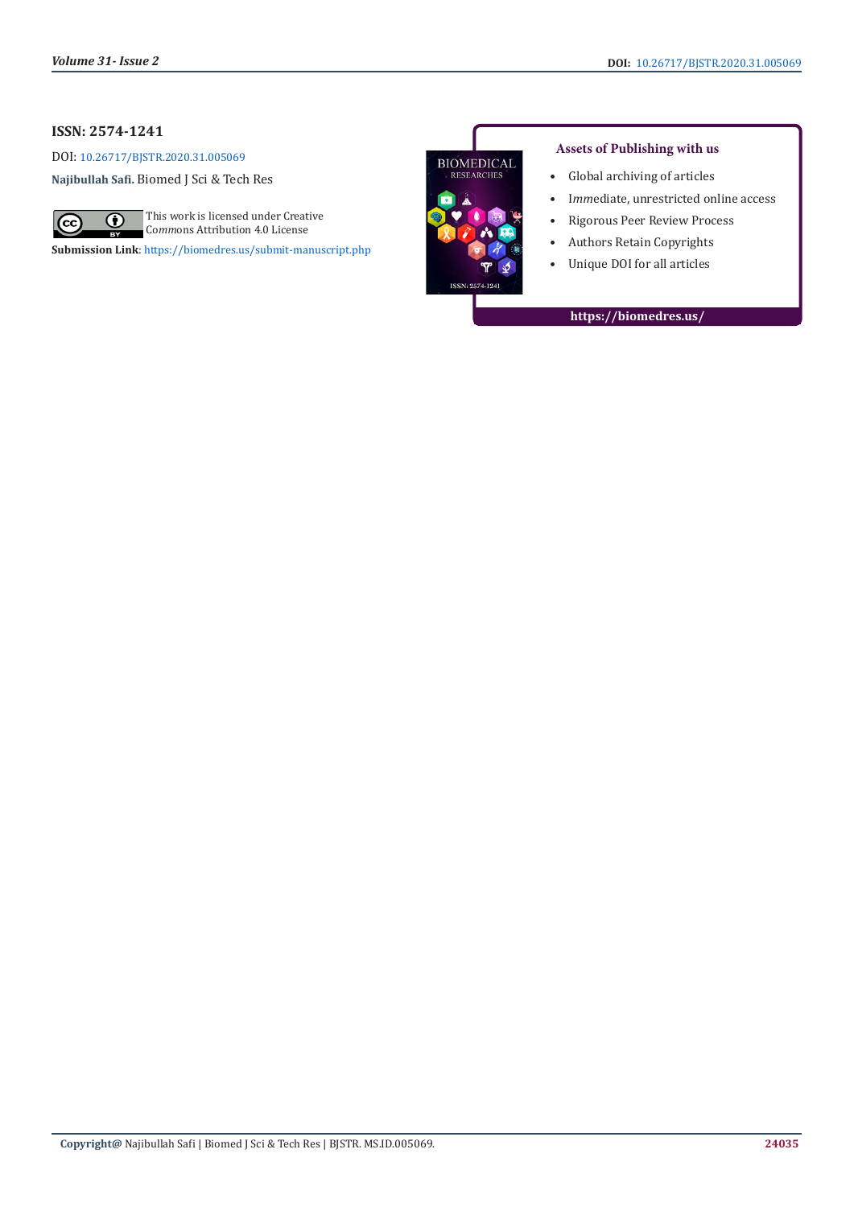**ISSN: 2574-1241**

DOI: 10.26717/BJSTR.2020.31.005069

**Najibullah Safi.** Biomed J Sci & Tech Res

This work is licensed under Creative Commons Attribution 4.0 License

**Submission Link**: https://biomedres.us/submit-manuscript.php

**Assets of Publishing with us**

- Global archiving of articles
- Immediate, unrestricted online access
- Rigorous Peer Review Process
- Authors Retain Copyrights
- Unique DOI for all articles

**https://biomedres.us/**